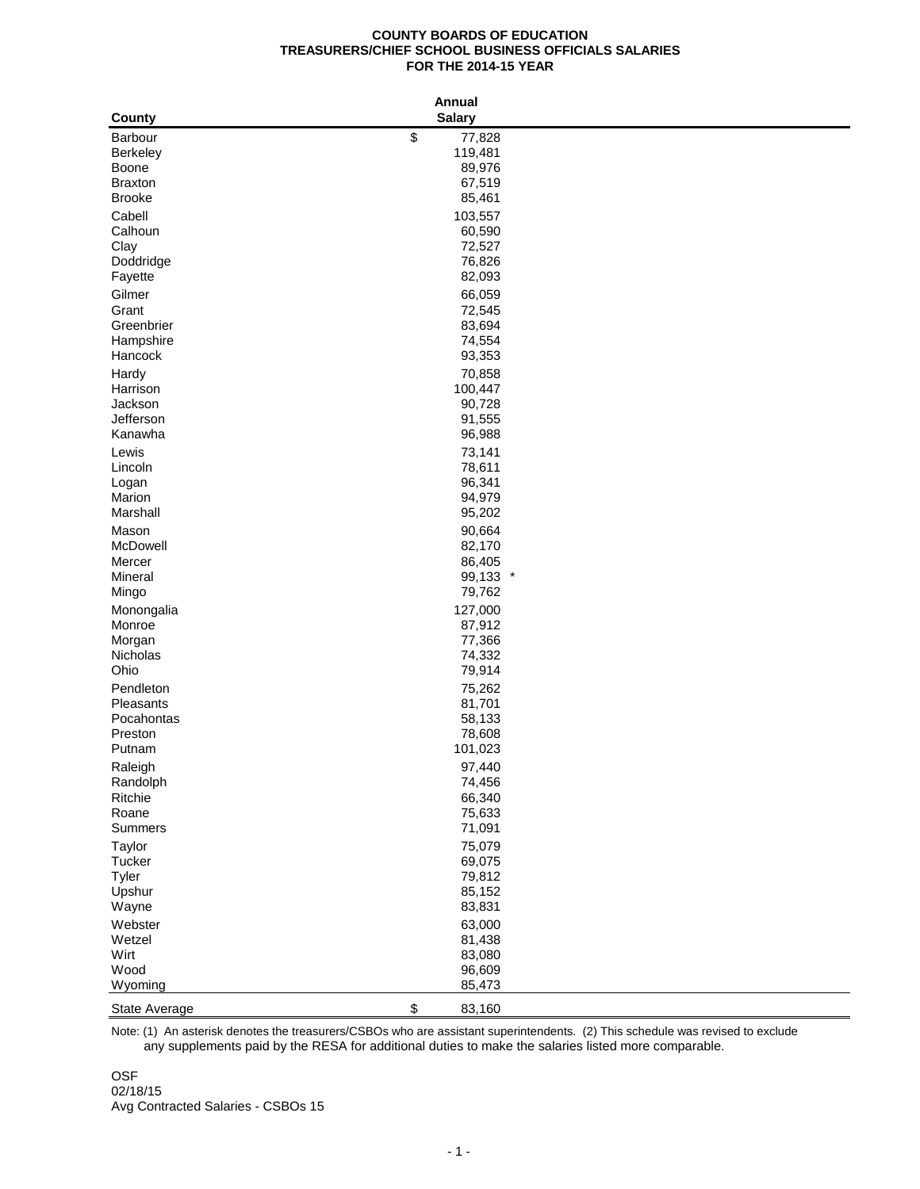# COUNTY BOARDS OF EDUCATION
## TREASURERS/CHIEF SCHOOL BUSINESS OFFICIALS SALARIES
## FOR THE 2014-15 YEAR

| County | Annual Salary |
|---|---|
| Barbour | $ 77,828 |
| Berkeley | 119,481 |
| Boone | 89,976 |
| Braxton | 67,519 |
| Brooke | 85,461 |
| Cabell | 103,557 |
| Calhoun | 60,590 |
| Clay | 72,527 |
| Doddridge | 76,826 |
| Fayette | 82,093 |
| Gilmer | 66,059 |
| Grant | 72,545 |
| Greenbrier | 83,694 |
| Hampshire | 74,554 |
| Hancock | 93,353 |
| Hardy | 70,858 |
| Harrison | 100,447 |
| Jackson | 90,728 |
| Jefferson | 91,555 |
| Kanawha | 96,988 |
| Lewis | 73,141 |
| Lincoln | 78,611 |
| Logan | 96,341 |
| Marion | 94,979 |
| Marshall | 95,202 |
| Mason | 90,664 |
| McDowell | 82,170 |
| Mercer | 86,405 |
| Mineral | 99,133 * |
| Mingo | 79,762 |
| Monongalia | 127,000 |
| Monroe | 87,912 |
| Morgan | 77,366 |
| Nicholas | 74,332 |
| Ohio | 79,914 |
| Pendleton | 75,262 |
| Pleasants | 81,701 |
| Pocahontas | 58,133 |
| Preston | 78,608 |
| Putnam | 101,023 |
| Raleigh | 97,440 |
| Randolph | 74,456 |
| Ritchie | 66,340 |
| Roane | 75,633 |
| Summers | 71,091 |
| Taylor | 75,079 |
| Tucker | 69,075 |
| Tyler | 79,812 |
| Upshur | 85,152 |
| Wayne | 83,831 |
| Webster | 63,000 |
| Wetzel | 81,438 |
| Wirt | 83,080 |
| Wood | 96,609 |
| Wyoming | 85,473 |
| State Average | $ 83,160 |

Note: (1) An asterisk denotes the treasurers/CSBOs who are assistant superintendents. (2) This schedule was revised to exclude any supplements paid by the RESA for additional duties to make the salaries listed more comparable.

OSF
02/18/15
Avg Contracted Salaries - CSBOs 15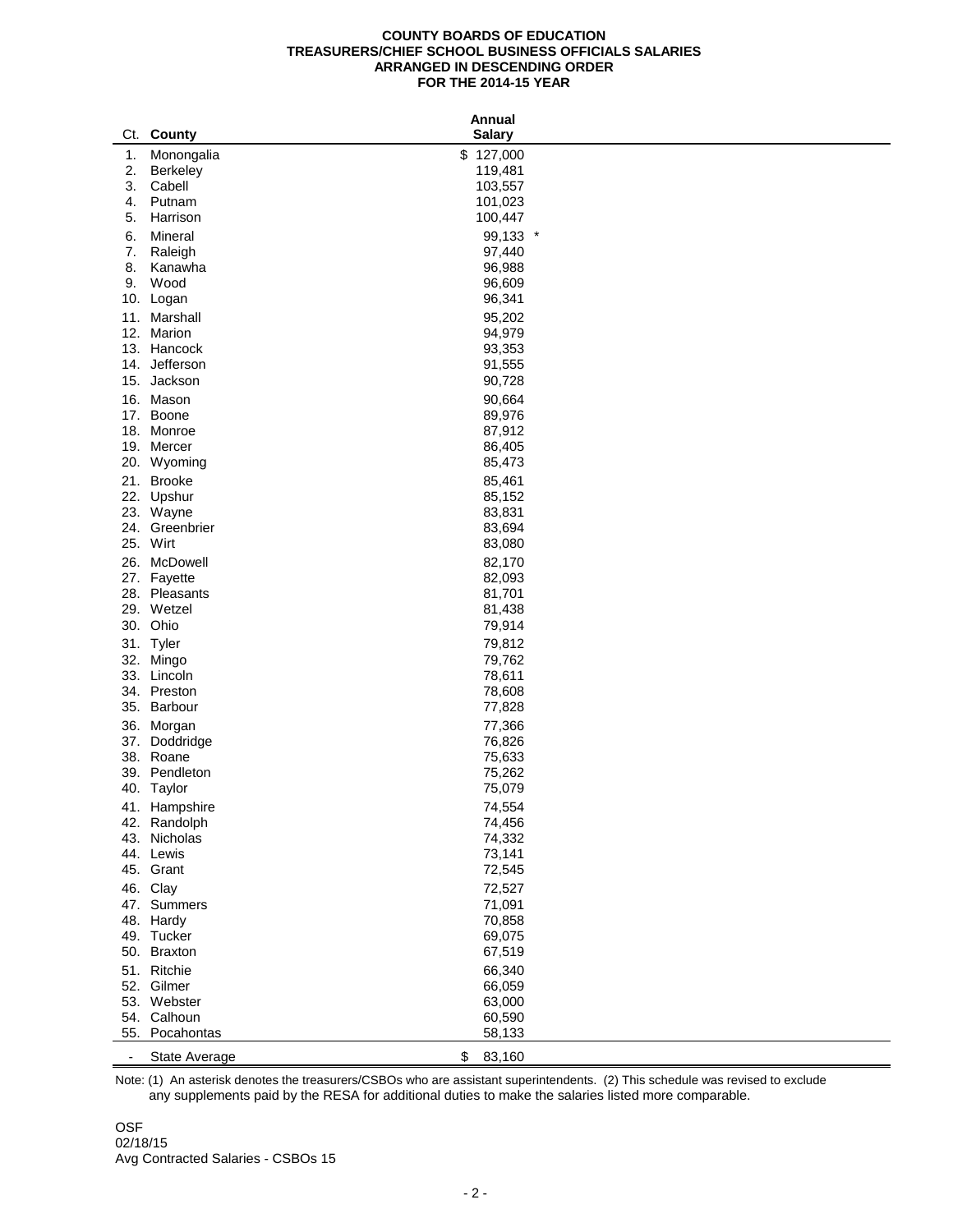**COUNTY BOARDS OF EDUCATION**
**TREASURERS/CHIEF SCHOOL BUSINESS OFFICIALS SALARIES**
**ARRANGED IN DESCENDING ORDER**
**FOR THE 2014-15 YEAR**

| Ct. | County | Annual Salary |
|---|---|---|
| 1. | Monongalia | $ 127,000 |
| 2. | Berkeley | 119,481 |
| 3. | Cabell | 103,557 |
| 4. | Putnam | 101,023 |
| 5. | Harrison | 100,447 |
| 6. | Mineral | 99,133 * |
| 7. | Raleigh | 97,440 |
| 8. | Kanawha | 96,988 |
| 9. | Wood | 96,609 |
| 10. | Logan | 96,341 |
| 11. | Marshall | 95,202 |
| 12. | Marion | 94,979 |
| 13. | Hancock | 93,353 |
| 14. | Jefferson | 91,555 |
| 15. | Jackson | 90,728 |
| 16. | Mason | 90,664 |
| 17. | Boone | 89,976 |
| 18. | Monroe | 87,912 |
| 19. | Mercer | 86,405 |
| 20. | Wyoming | 85,473 |
| 21. | Brooke | 85,461 |
| 22. | Upshur | 85,152 |
| 23. | Wayne | 83,831 |
| 24. | Greenbrier | 83,694 |
| 25. | Wirt | 83,080 |
| 26. | McDowell | 82,170 |
| 27. | Fayette | 82,093 |
| 28. | Pleasants | 81,701 |
| 29. | Wetzel | 81,438 |
| 30. | Ohio | 79,914 |
| 31. | Tyler | 79,812 |
| 32. | Mingo | 79,762 |
| 33. | Lincoln | 78,611 |
| 34. | Preston | 78,608 |
| 35. | Barbour | 77,828 |
| 36. | Morgan | 77,366 |
| 37. | Doddridge | 76,826 |
| 38. | Roane | 75,633 |
| 39. | Pendleton | 75,262 |
| 40. | Taylor | 75,079 |
| 41. | Hampshire | 74,554 |
| 42. | Randolph | 74,456 |
| 43. | Nicholas | 74,332 |
| 44. | Lewis | 73,141 |
| 45. | Grant | 72,545 |
| 46. | Clay | 72,527 |
| 47. | Summers | 71,091 |
| 48. | Hardy | 70,858 |
| 49. | Tucker | 69,075 |
| 50. | Braxton | 67,519 |
| 51. | Ritchie | 66,340 |
| 52. | Gilmer | 66,059 |
| 53. | Webster | 63,000 |
| 54. | Calhoun | 60,590 |
| 55. | Pocahontas | 58,133 |
| - | State Average | $ 83,160 |

Note: (1) An asterisk denotes the treasurers/CSBOs who are assistant superintendents. (2) This schedule was revised to exclude any supplements paid by the RESA for additional duties to make the salaries listed more comparable.

OSF
02/18/15
Avg Contracted Salaries - CSBOs 15